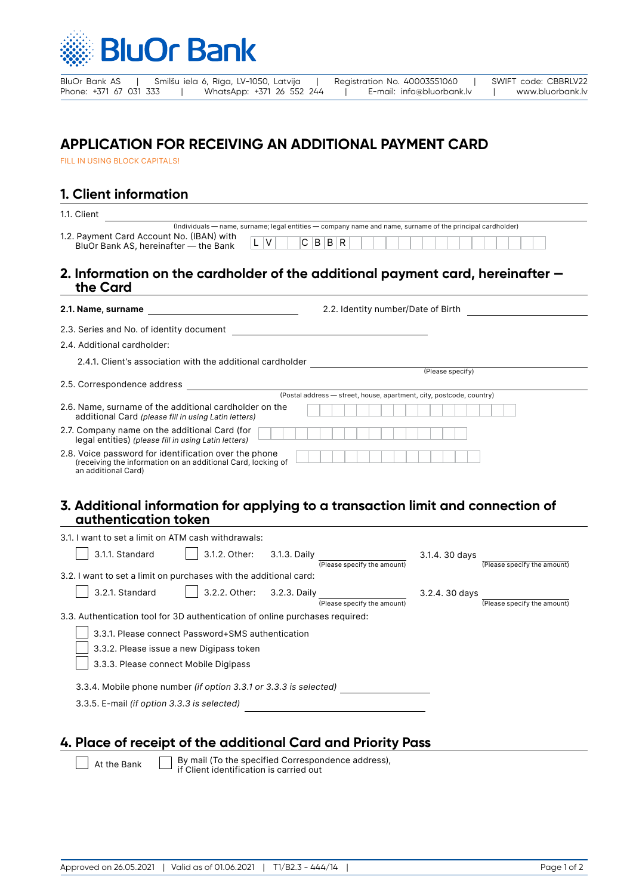# BluOr Bank

BluOr Bank AS | Smilšu iela 6, Rīga, LV-1050, Latvija | Registration No. 40003551060 | SWIFT code: CBBRLV22
Phone: +371 67 031 333 | WhatsApp: +371 26 552 244 | E-mail: info@bluorbank.lv | www.bluorbank.lv

# APPLICATION FOR RECEIVING AN ADDITIONAL PAYMENT CARD

FILL IN USING BLOCK CAPITALS!

## 1. Client information

1.1. Client ______________________________

(Individuals — name, surname; legal entities — company name and name, surname of the principal cardholder)

1.2. Payment Card Account No. (IBAN) with BluOr Bank AS, hereinafter — the Bank: L V _ _ C B B R _ _ _ _ _ _ _ _ _ _ _ _ _ _ _

## 2. Information on the cardholder of the additional payment card, hereinafter — the Card

**2.1. Name, surname** ______________________ 2.2. Identity number/Date of Birth ______________________

2.3. Series and No. of identity document ______________________

2.4. Additional cardholder:

2.4.1. Client's association with the additional cardholder ______________________ (Please specify)

2.5. Correspondence address ______________________

(Postal address — street, house, apartment, city, postcode, country)

2.6. Name, surname of the additional cardholder on the additional Card *(please fill in using Latin letters)* ______________________

2.7. Company name on the additional Card (for legal entities) *(please fill in using Latin letters)* ______________________

2.8. Voice password for identification over the phone (receiving the information on an additional Card, locking of an additional Card) ______________________

## 3. Additional information for applying to a transaction limit and connection of authentication token

3.1. I want to set a limit on ATM cash withdrawals:

- ☐ 3.1.1. Standard
- ☐ 3.1.2. Other: 3.1.3. Daily ______ (Please specify the amount) 3.1.4. 30 days ______ (Please specify the amount)

3.2. I want to set a limit on purchases with the additional card:

- ☐ 3.2.1. Standard
- ☐ 3.2.2. Other: 3.2.3. Daily ______ (Please specify the amount) 3.2.4. 30 days ______ (Please specify the amount)

3.3. Authentication tool for 3D authentication of online purchases required:

- ☐ 3.3.1. Please connect Password+SMS authentication
- ☐ 3.3.2. Please issue a new Digipass token
- ☐ 3.3.3. Please connect Mobile Digipass

3.3.4. Mobile phone number *(if option 3.3.1 or 3.3.3 is selected)* ______________________

3.3.5. E-mail *(if option 3.3.3 is selected)* ______________________

## 4. Place of receipt of the additional Card and Priority Pass

- ☐ At the Bank
- ☐ By mail (To the specified Correspondence address), if Client identification is carried out

Approved on 26.05.2021 | Valid as of 01.06.2021 | T1/B2.3 - 444/14 |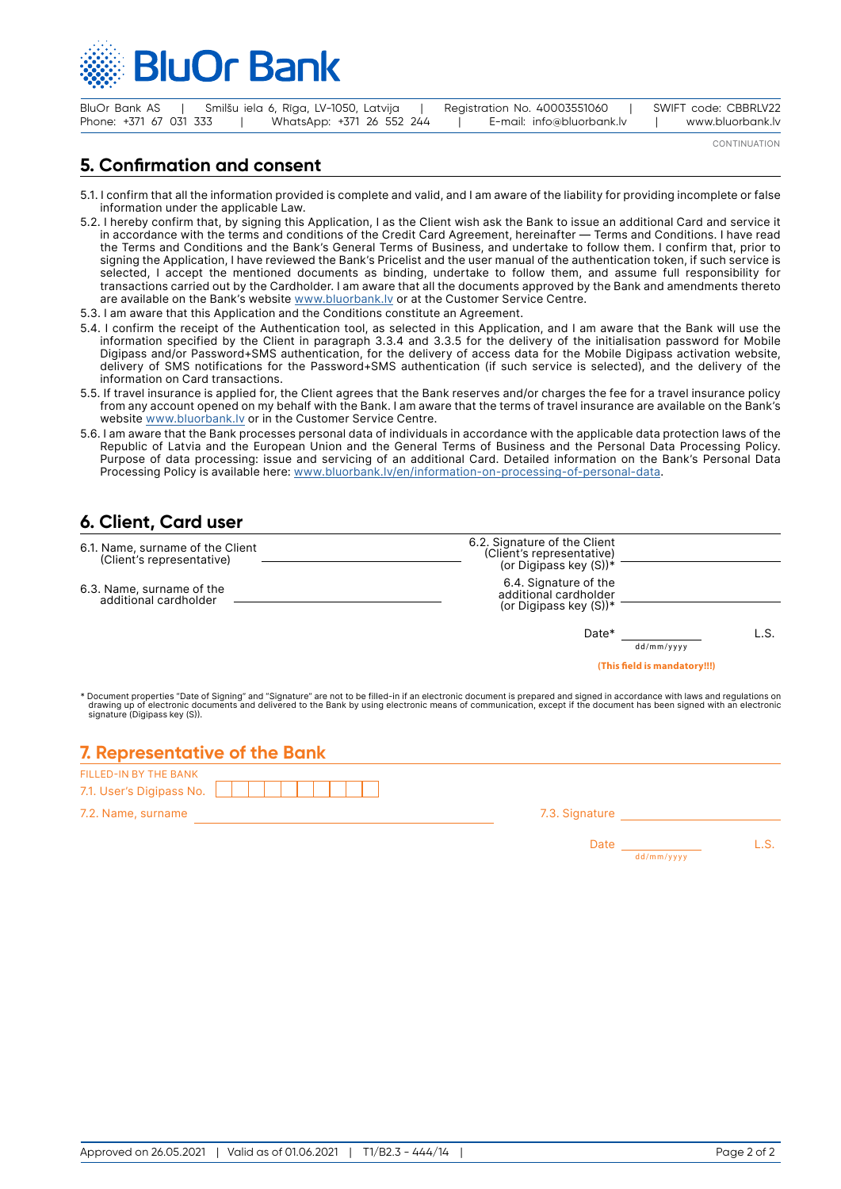BluOr Bank AS | Smilšu iela 6, Rīga, LV-1050, Latvija | Registration No. 40003551060 | SWIFT code: CBBRLV22
Phone: +371 67 031 333 | WhatsApp: +371 26 552 244 | E-mail: info@bluorbank.lv | www.bluorbank.lv

CONTINUATION

## 5. Confirmation and consent

5.1. I confirm that all the information provided is complete and valid, and I am aware of the liability for providing incomplete or false information under the applicable Law.

5.2. I hereby confirm that, by signing this Application, I as the Client wish ask the Bank to issue an additional Card and service it in accordance with the terms and conditions of the Credit Card Agreement, hereinafter — Terms and Conditions. I have read the Terms and Conditions and the Bank's General Terms of Business, and undertake to follow them. I confirm that, prior to signing the Application, I have reviewed the Bank's Pricelist and the user manual of the authentication token, if such service is selected, I accept the mentioned documents as binding, undertake to follow them, and assume full responsibility for transactions carried out by the Cardholder. I am aware that all the documents approved by the Bank and amendments thereto are available on the Bank's website www.bluorbank.lv or at the Customer Service Centre.

5.3. I am aware that this Application and the Conditions constitute an Agreement.

5.4. I confirm the receipt of the Authentication tool, as selected in this Application, and I am aware that the Bank will use the information specified by the Client in paragraph 3.3.4 and 3.3.5 for the delivery of the initialisation password for Mobile Digipass and/or Password+SMS authentication, for the delivery of access data for the Mobile Digipass activation website, delivery of SMS notifications for the Password+SMS authentication (if such service is selected), and the delivery of the information on Card transactions.

5.5. If travel insurance is applied for, the Client agrees that the Bank reserves and/or charges the fee for a travel insurance policy from any account opened on my behalf with the Bank. I am aware that the terms of travel insurance are available on the Bank's website www.bluorbank.lv or in the Customer Service Centre.

5.6. I am aware that the Bank processes personal data of individuals in accordance with the applicable data protection laws of the Republic of Latvia and the European Union and the General Terms of Business and the Personal Data Processing Policy. Purpose of data processing: issue and servicing of an additional Card. Detailed information on the Bank's Personal Data Processing Policy is available here: www.bluorbank.lv/en/information-on-processing-of-personal-data.

## 6. Client, Card user

6.1. Name, surname of the Client (Client's representative) \_\_\_\_\_\_\_\_\_\_\_\_\_\_\_\_\_\_\_\_

6.2. Signature of the Client (Client's representative) (or Digipass key (S))* \_\_\_\_\_\_\_\_\_\_\_\_\_\_\_\_\_\_\_\_

6.3. Name, surname of the additional cardholder \_\_\_\_\_\_\_\_\_\_\_\_\_\_\_\_\_\_\_\_

6.4. Signature of the additional cardholder (or Digipass key (S))* \_\_\_\_\_\_\_\_\_\_\_\_\_\_\_\_\_\_\_\_

Date* \_\_\_\_\_\_\_\_\_\_ dd/mm/yyyy L.S.

**(This field is mandatory!!!)**

* Document properties "Date of Signing" and "Signature" are not to be filled-in if an electronic document is prepared and signed in accordance with laws and regulations on drawing up of electronic documents and delivered to the Bank by using electronic means of communication, except if the document has been signed with an electronic signature (Digipass key (S)).

## 7. Representative of the Bank

FILLED-IN BY THE BANK

7.1. User's Digipass No. | | | | | | | | | | |

7.2. Name, surname \_\_\_\_\_\_\_\_\_\_\_\_\_\_\_\_\_\_\_\_

7.3. Signature \_\_\_\_\_\_\_\_\_\_\_\_\_\_\_\_\_\_\_\_

Date \_\_\_\_\_\_\_\_\_\_ dd/mm/yyyy L.S.

Approved on 26.05.2021 | Valid as of 01.06.2021 | T1/B2.3 - 444/14 |